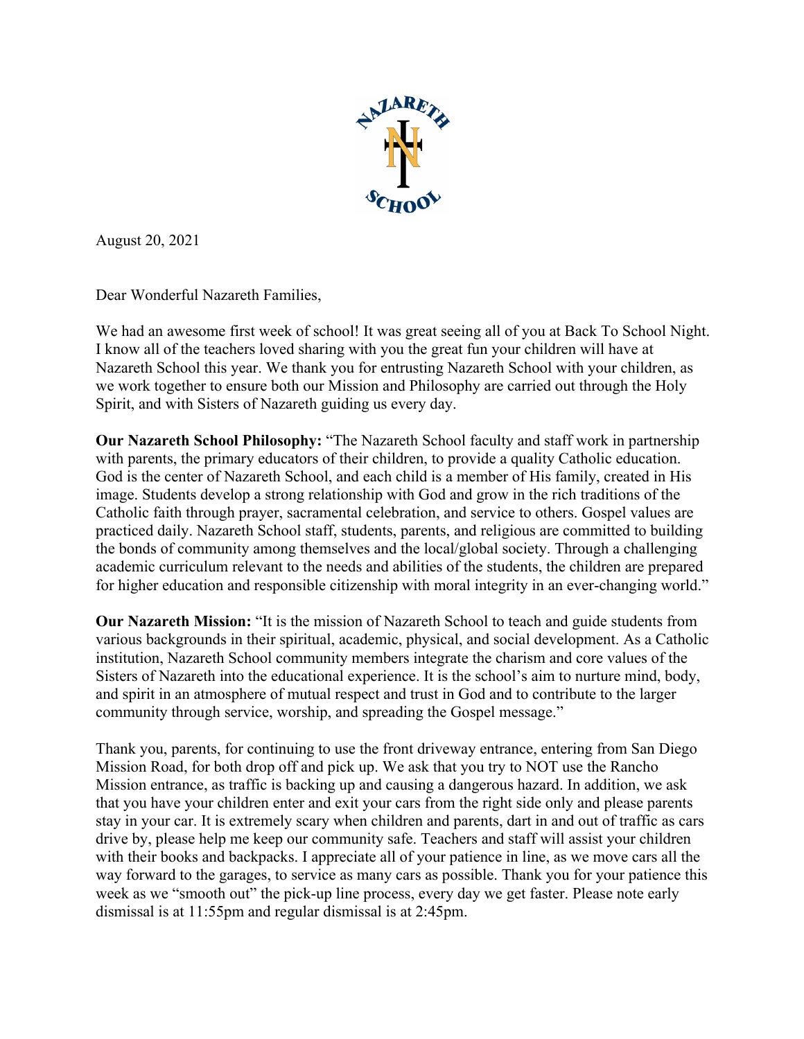August 20, 2021

Dear Wonderful Nazareth Families,

We had an awesome first week of school! It was great seeing all of you at Back To School Night. I know all of the teachers loved sharing with you the great fun your children will have at Nazareth School this year. We thank you for entrusting Nazareth School with your children, as we work together to ensure both our Mission and Philosophy are carried out through the Holy Spirit, and with Sisters of Nazareth guiding us every day.

**Our Nazareth School Philosophy:** "The Nazareth School faculty and staff work in partnership with parents, the primary educators of their children, to provide a quality Catholic education. God is the center of Nazareth School, and each child is a member of His family, created in His image. Students develop a strong relationship with God and grow in the rich traditions of the Catholic faith through prayer, sacramental celebration, and service to others. Gospel values are practiced daily. Nazareth School staff, students, parents, and religious are committed to building the bonds of community among themselves and the local/global society. Through a challenging academic curriculum relevant to the needs and abilities of the students, the children are prepared for higher education and responsible citizenship with moral integrity in an ever-changing world."

**Our Nazareth Mission:** "It is the mission of Nazareth School to teach and guide students from various backgrounds in their spiritual, academic, physical, and social development. As a Catholic institution, Nazareth School community members integrate the charism and core values of the Sisters of Nazareth into the educational experience. It is the school's aim to nurture mind, body, and spirit in an atmosphere of mutual respect and trust in God and to contribute to the larger community through service, worship, and spreading the Gospel message."

Thank you, parents, for continuing to use the front driveway entrance, entering from San Diego Mission Road, for both drop off and pick up. We ask that you try to NOT use the Rancho Mission entrance, as traffic is backing up and causing a dangerous hazard. In addition, we ask that you have your children enter and exit your cars from the right side only and please parents stay in your car. It is extremely scary when children and parents, dart in and out of traffic as cars drive by, please help me keep our community safe. Teachers and staff will assist your children with their books and backpacks. I appreciate all of your patience in line, as we move cars all the way forward to the garages, to service as many cars as possible. Thank you for your patience this week as we "smooth out" the pick-up line process, every day we get faster. Please note early dismissal is at 11:55pm and regular dismissal is at 2:45pm.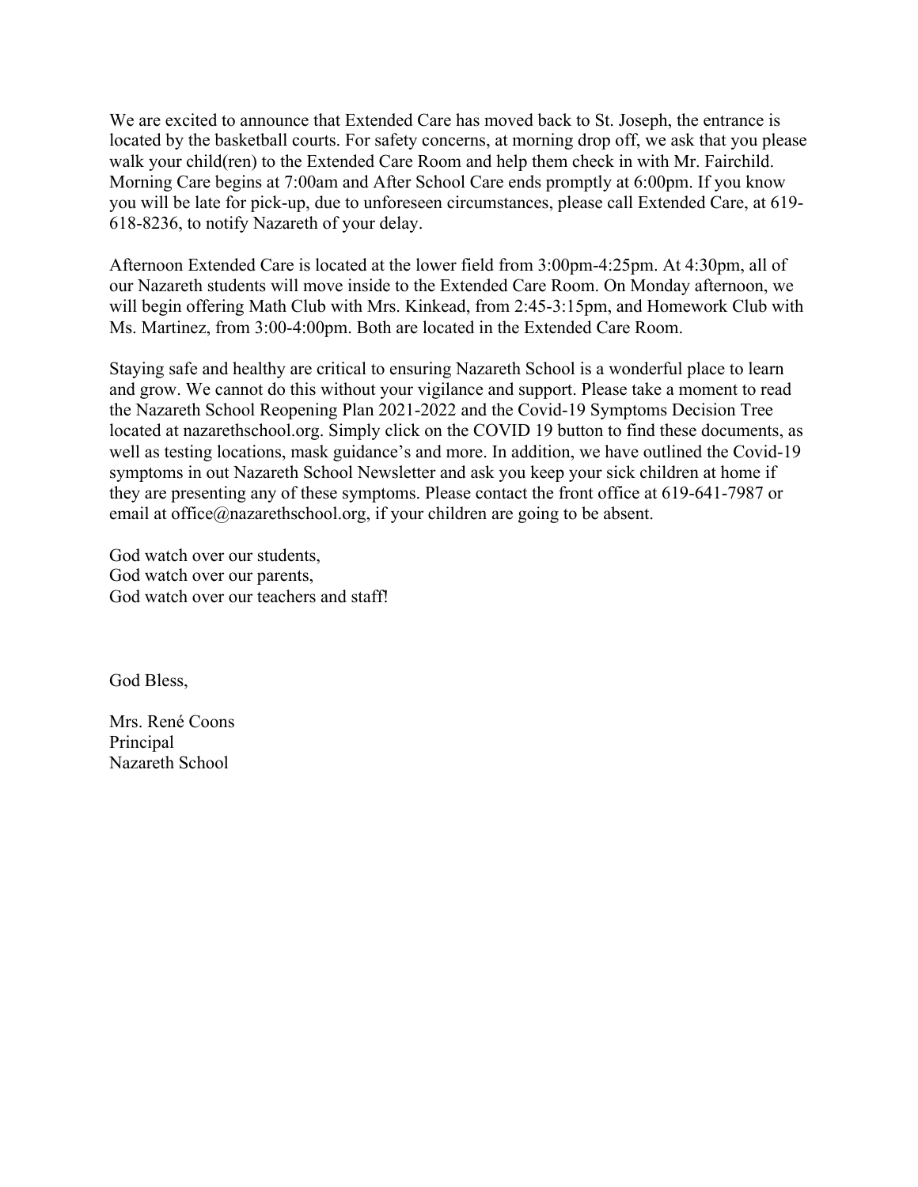We are excited to announce that Extended Care has moved back to St. Joseph, the entrance is located by the basketball courts. For safety concerns, at morning drop off, we ask that you please walk your child(ren) to the Extended Care Room and help them check in with Mr. Fairchild. Morning Care begins at 7:00am and After School Care ends promptly at 6:00pm. If you know you will be late for pick-up, due to unforeseen circumstances, please call Extended Care, at 619-618-8236, to notify Nazareth of your delay.

Afternoon Extended Care is located at the lower field from 3:00pm-4:25pm. At 4:30pm, all of our Nazareth students will move inside to the Extended Care Room. On Monday afternoon, we will begin offering Math Club with Mrs. Kinkead, from 2:45-3:15pm, and Homework Club with Ms. Martinez, from 3:00-4:00pm. Both are located in the Extended Care Room.

Staying safe and healthy are critical to ensuring Nazareth School is a wonderful place to learn and grow. We cannot do this without your vigilance and support. Please take a moment to read the Nazareth School Reopening Plan 2021-2022 and the Covid-19 Symptoms Decision Tree located at nazarethschool.org. Simply click on the COVID 19 button to find these documents, as well as testing locations, mask guidance's and more. In addition, we have outlined the Covid-19 symptoms in out Nazareth School Newsletter and ask you keep your sick children at home if they are presenting any of these symptoms. Please contact the front office at 619-641-7987 or email at office@nazarethschool.org, if your children are going to be absent.

God watch over our students,
God watch over our parents,
God watch over our teachers and staff!

God Bless,

Mrs. René Coons
Principal
Nazareth School